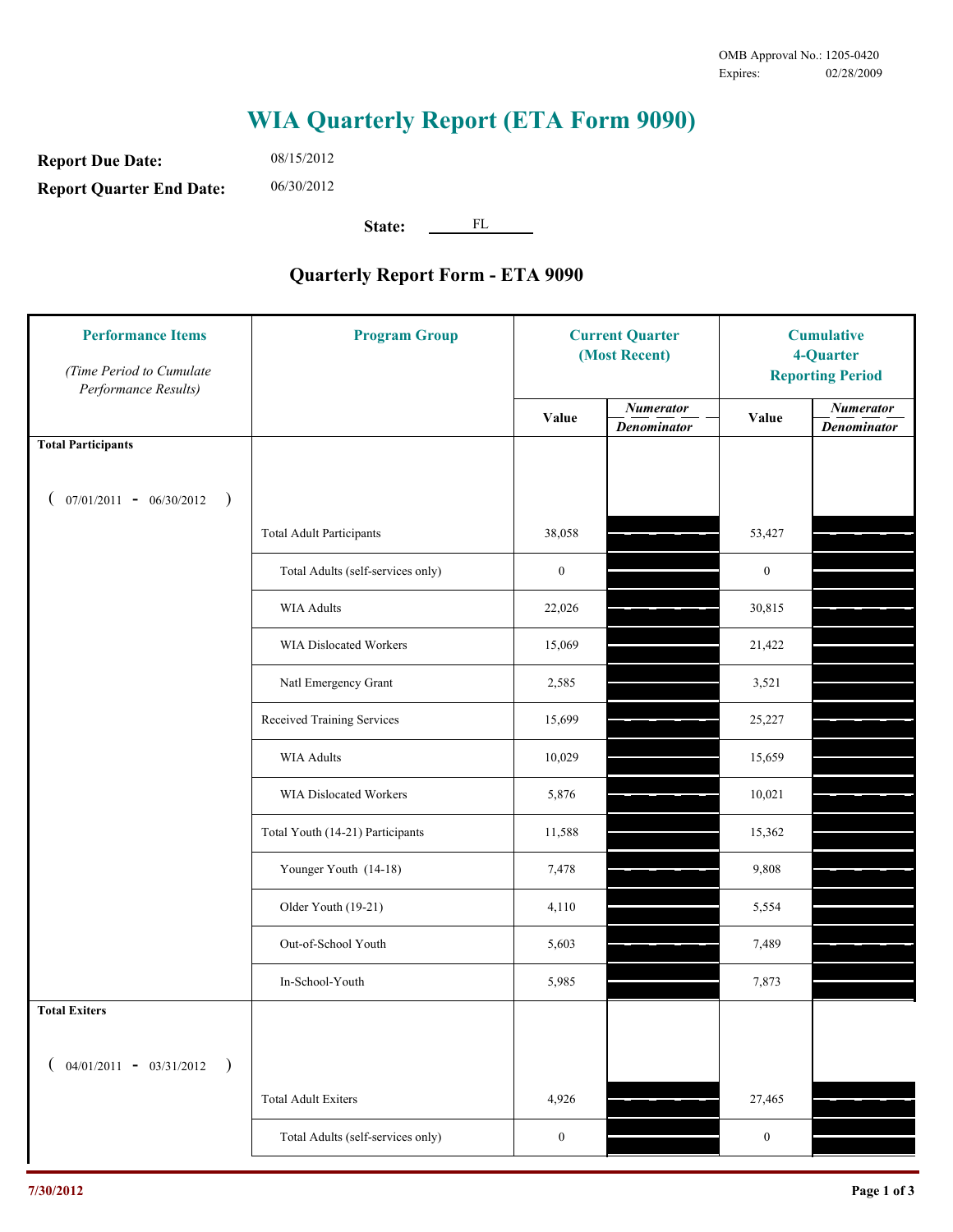OMB Approval No.: 1205-0420
Expires: 02/28/2009

# WIA Quarterly Report (ETA Form 9090)

**Report Due Date:** 08/15/2012

**Report Quarter End Date:** 06/30/2012

**State:** FL

## Quarterly Report Form - ETA 9090

| Performance Items *(Time Period to Cumulate Performance Results)* | Program Group | Current Quarter (Most Recent) | | Cumulative 4-Quarter Reporting Period | |
|---|---|---|---|---|---|
| | | Value | *Numerator / Denominator* | Value | *Numerator / Denominator* |
| **Total Participants** ( 07/01/2011 - 06/30/2012 ) | | | | | |
| | Total Adult Participants | 38,058 | | 53,427 | |
| | Total Adults (self-services only) | 0 | | 0 | |
| | WIA Adults | 22,026 | | 30,815 | |
| | WIA Dislocated Workers | 15,069 | | 21,422 | |
| | Natl Emergency Grant | 2,585 | | 3,521 | |
| | Received Training Services | 15,699 | | 25,227 | |
| | WIA Adults | 10,029 | | 15,659 | |
| | WIA Dislocated Workers | 5,876 | | 10,021 | |
| | Total Youth (14-21) Participants | 11,588 | | 15,362 | |
| | Younger Youth (14-18) | 7,478 | | 9,808 | |
| | Older Youth (19-21) | 4,110 | | 5,554 | |
| | Out-of-School Youth | 5,603 | | 7,489 | |
| | In-School-Youth | 5,985 | | 7,873 | |
| **Total Exiters** ( 04/01/2011 - 03/31/2012 ) | | | | | |
| | Total Adult Exiters | 4,926 | | 27,465 | |
| | Total Adults (self-services only) | 0 | | 0 | |

7/30/2012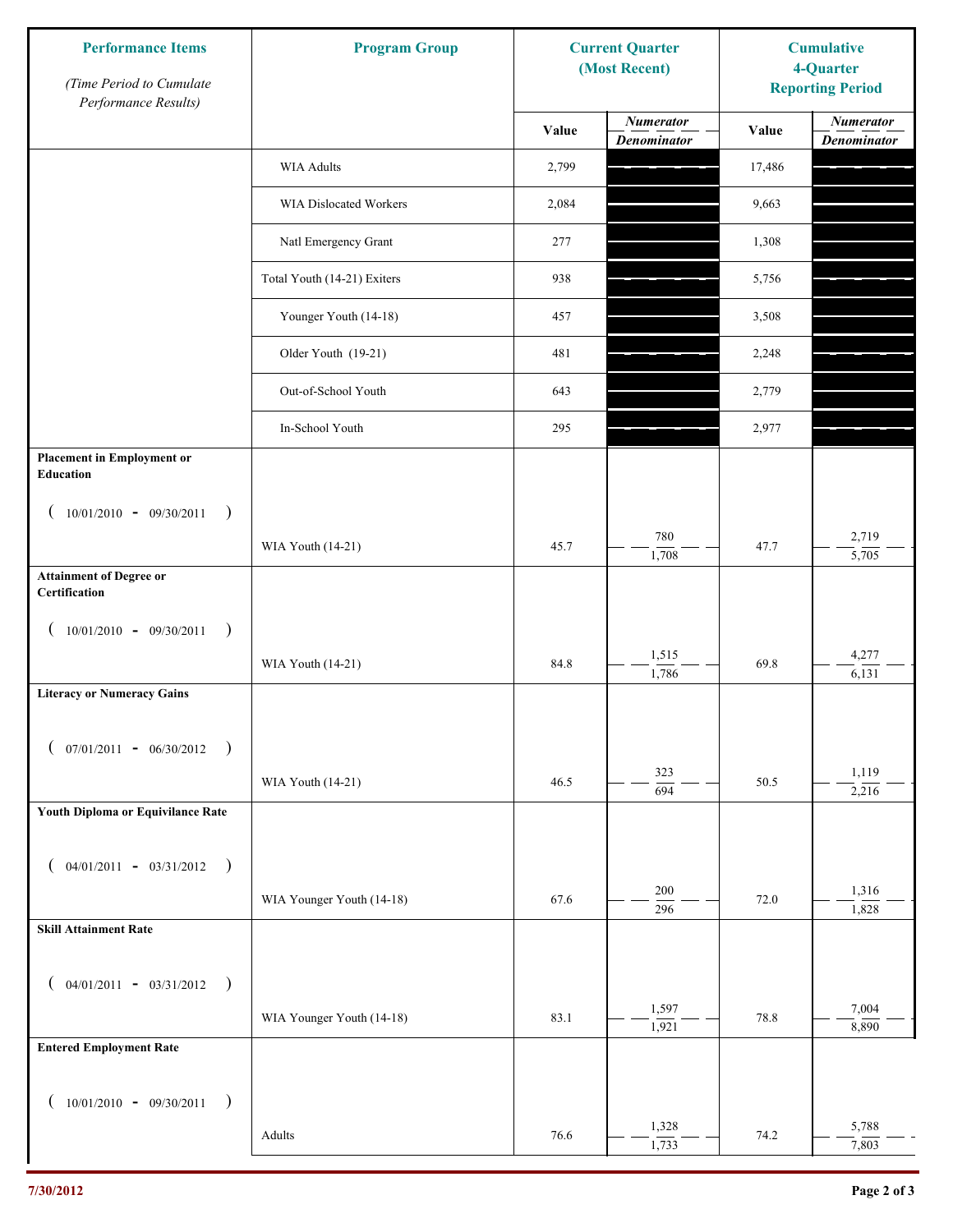| Performance Items *(Time Period to Cumulate Performance Results)* | Program Group | Current Quarter (Most Recent) | | Cumulative 4-Quarter Reporting Period | |
|---|---|---|---|---|---|
| | | Value | *Numerator* / *Denominator* | Value | *Numerator* / *Denominator* |
| | WIA Adults | 2,799 | | 17,486 | |
| | WIA Dislocated Workers | 2,084 | | 9,663 | |
| | Natl Emergency Grant | 277 | | 1,308 | |
| | Total Youth (14-21) Exiters | 938 | | 5,756 | |
| | Younger Youth (14-18) | 457 | | 3,508 | |
| | Older Youth (19-21) | 481 | | 2,248 | |
| | Out-of-School Youth | 643 | | 2,779 | |
| | In-School Youth | 295 | | 2,977 | |
| **Placement in Employment or Education** ( 10/01/2010 - 09/30/2011 ) | WIA Youth (14-21) | 45.7 | 780 / 1,708 | 47.7 | 2,719 / 5,705 |
| **Attainment of Degree or Certification** ( 10/01/2010 - 09/30/2011 ) | WIA Youth (14-21) | 84.8 | 1,515 / 1,786 | 69.8 | 4,277 / 6,131 |
| **Literacy or Numeracy Gains** ( 07/01/2011 - 06/30/2012 ) | WIA Youth (14-21) | 46.5 | 323 / 694 | 50.5 | 1,119 / 2,216 |
| **Youth Diploma or Equivilance Rate** ( 04/01/2011 - 03/31/2012 ) | WIA Younger Youth (14-18) | 67.6 | 200 / 296 | 72.0 | 1,316 / 1,828 |
| **Skill Attainment Rate** ( 04/01/2011 - 03/31/2012 ) | WIA Younger Youth (14-18) | 83.1 | 1,597 / 1,921 | 78.8 | 7,004 / 8,890 |
| **Entered Employment Rate** ( 10/01/2010 - 09/30/2011 ) | Adults | 76.6 | 1,328 / 1,733 | 74.2 | 5,788 / 7,803 |

7/30/2012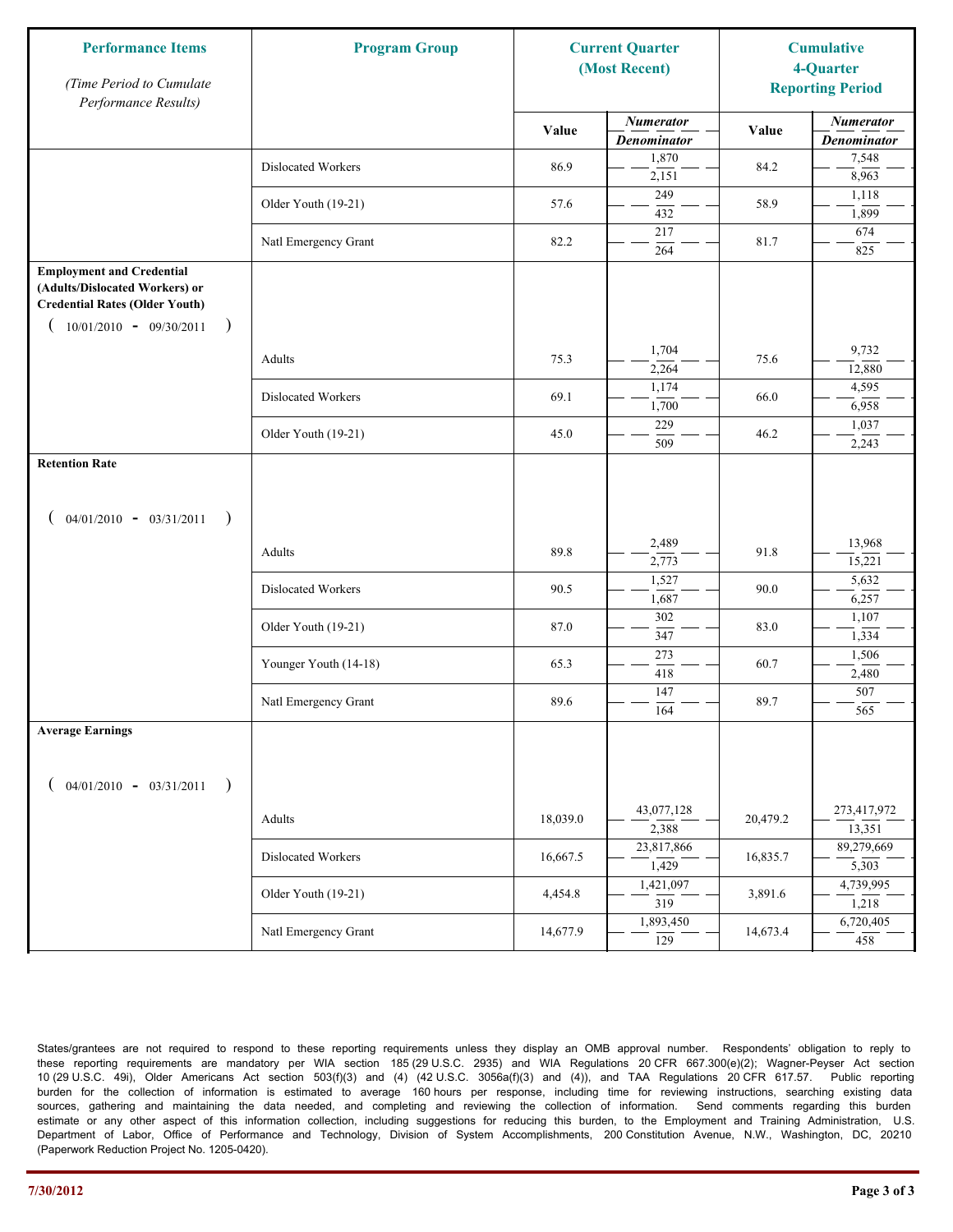| Performance Items *(Time Period to Cumulate Performance Results)* | Program Group | Current Quarter (Most Recent) | | Cumulative 4-Quarter Reporting Period | |
|---|---|---|---|---|---|
| | | Value | *Numerator* / *Denominator* | Value | *Numerator* / *Denominator* |
| | Dislocated Workers | 86.9 | 1,870 / 2,151 | 84.2 | 7,548 / 8,963 |
| | Older Youth (19-21) | 57.6 | 249 / 432 | 58.9 | 1,118 / 1,899 |
| | Natl Emergency Grant | 82.2 | 217 / 264 | 81.7 | 674 / 825 |
| **Employment and Credential (Adults/Dislocated Workers) or Credential Rates (Older Youth)** ( 10/01/2010 - 09/30/2011 ) | Adults | 75.3 | 1,704 / 2,264 | 75.6 | 9,732 / 12,880 |
| | Dislocated Workers | 69.1 | 1,174 / 1,700 | 66.0 | 4,595 / 6,958 |
| | Older Youth (19-21) | 45.0 | 229 / 509 | 46.2 | 1,037 / 2,243 |
| **Retention Rate** ( 04/01/2010 - 03/31/2011 ) | Adults | 89.8 | 2,489 / 2,773 | 91.8 | 13,968 / 15,221 |
| | Dislocated Workers | 90.5 | 1,527 / 1,687 | 90.0 | 5,632 / 6,257 |
| | Older Youth (19-21) | 87.0 | 302 / 347 | 83.0 | 1,107 / 1,334 |
| | Younger Youth (14-18) | 65.3 | 273 / 418 | 60.7 | 1,506 / 2,480 |
| | Natl Emergency Grant | 89.6 | 147 / 164 | 89.7 | 507 / 565 |
| **Average Earnings** ( 04/01/2010 - 03/31/2011 ) | Adults | 18,039.0 | 43,077,128 / 2,388 | 20,479.2 | 273,417,972 / 13,351 |
| | Dislocated Workers | 16,667.5 | 23,817,866 / 1,429 | 16,835.7 | 89,279,669 / 5,303 |
| | Older Youth (19-21) | 4,454.8 | 1,421,097 / 319 | 3,891.6 | 4,739,995 / 1,218 |
| | Natl Emergency Grant | 14,677.9 | 1,893,450 / 129 | 14,673.4 | 6,720,405 / 458 |

States/grantees are not required to respond to these reporting requirements unless they display an OMB approval number. Respondents' obligation to reply to these reporting requirements are mandatory per WIA section 185 (29 U.S.C. 2935) and WIA Regulations 20 CFR 667.300(e)(2); Wagner-Peyser Act section 10 (29 U.S.C. 49i), Older Americans Act section 503(f)(3) and (4) (42 U.S.C. 3056a(f)(3) and (4)), and TAA Regulations 20 CFR 617.57. Public reporting burden for the collection of information is estimated to average 160 hours per response, including time for reviewing instructions, searching existing data sources, gathering and maintaining the data needed, and completing and reviewing the collection of information. Send comments regarding this burden estimate or any other aspect of this information collection, including suggestions for reducing this burden, to the Employment and Training Administration, U.S. Department of Labor, Office of Performance and Technology, Division of System Accomplishments, 200 Constitution Avenue, N.W., Washington, DC, 20210 (Paperwork Reduction Project No. 1205-0420).

7/30/2012